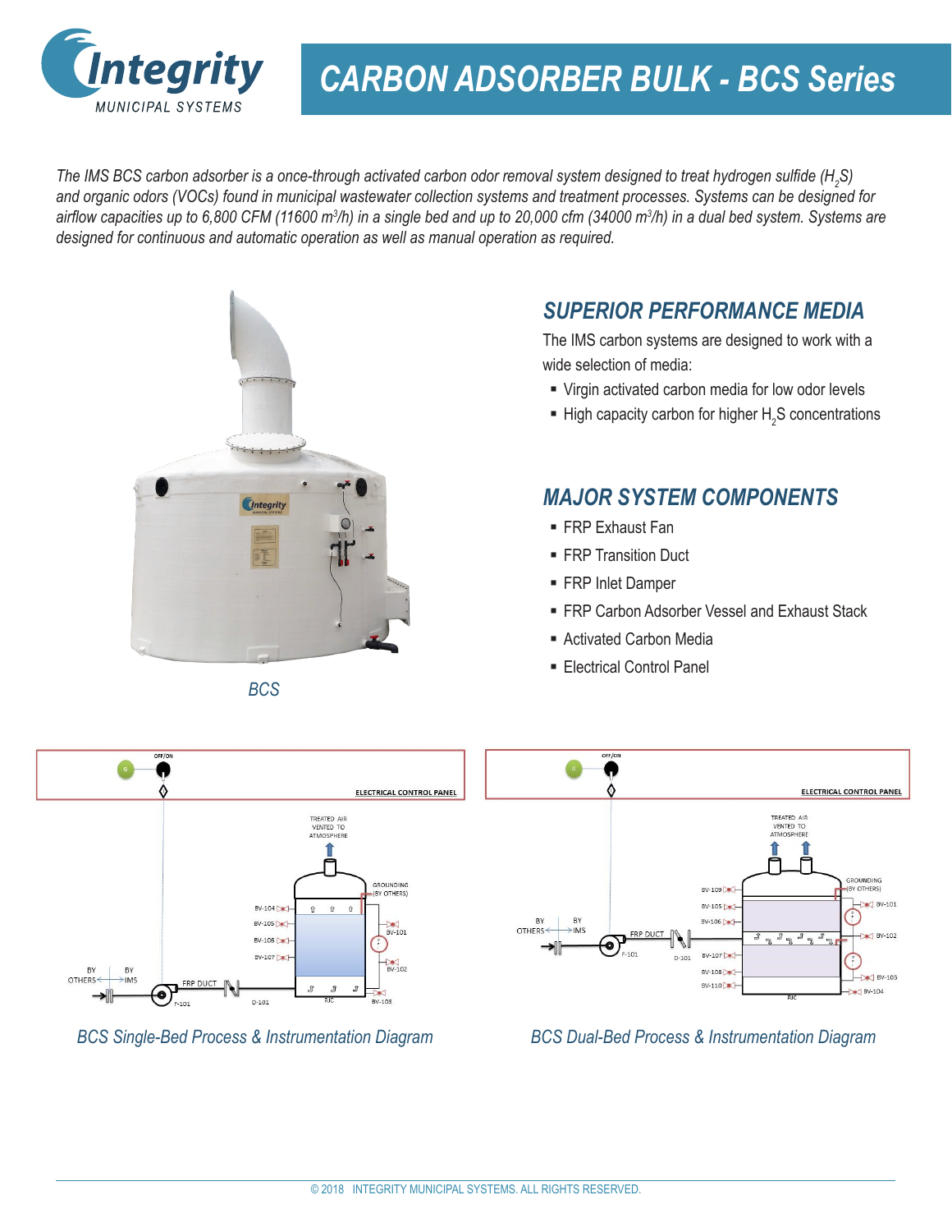Integrity MUNICIPAL SYSTEMS

# CARBON ADSORBER BULK - BCS Series

*The IMS BCS carbon adsorber is a once-through activated carbon odor removal system designed to treat hydrogen sulfide ($H_2S$) and organic odors (VOCs) found in municipal wastewater collection systems and treatment processes. Systems can be designed for airflow capacities up to 6,800 CFM (11600 $m^3/h$) in a single bed and up to 20,000 cfm (34000 $m^3/h$) in a dual bed system. Systems are designed for continuous and automatic operation as well as manual operation as required.*

*BCS*

## SUPERIOR PERFORMANCE MEDIA

The IMS carbon systems are designed to work with a wide selection of media:

- Virgin activated carbon media for low odor levels
- High capacity carbon for higher $H_2S$ concentrations

## MAJOR SYSTEM COMPONENTS

- FRP Exhaust Fan
- FRP Transition Duct
- FRP Inlet Damper
- FRP Carbon Adsorber Vessel and Exhaust Stack
- Activated Carbon Media
- Electrical Control Panel

*BCS Single-Bed Process & Instrumentation Diagram*

*BCS Dual-Bed Process & Instrumentation Diagram*

© 2018 INTEGRITY MUNICIPAL SYSTEMS. ALL RIGHTS RESERVED.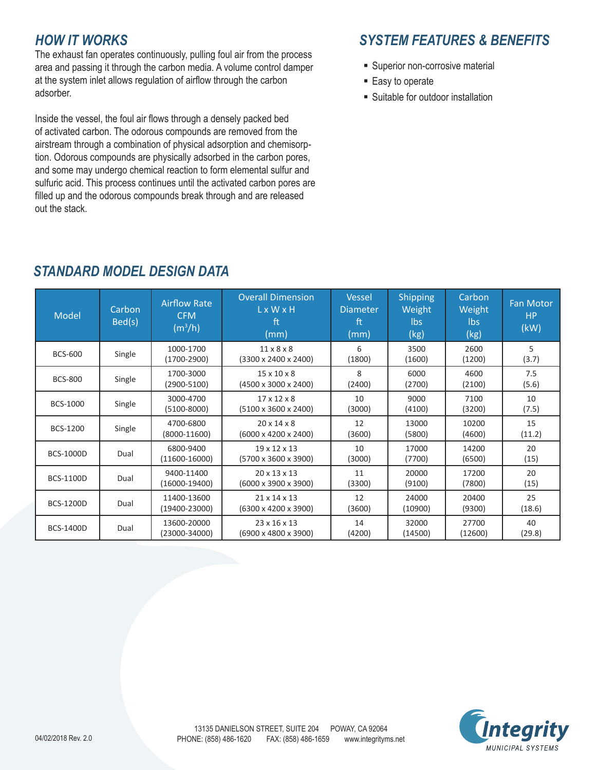## *HOW IT WORKS*

The exhaust fan operates continuously, pulling foul air from the process area and passing it through the carbon media. A volume control damper at the system inlet allows regulation of airflow through the carbon adsorber.

Inside the vessel, the foul air flows through a densely packed bed of activated carbon. The odorous compounds are removed from the airstream through a combination of physical adsorption and chemisorption. Odorous compounds are physically adsorbed in the carbon pores, and some may undergo chemical reaction to form elemental sulfur and sulfuric acid. This process continues until the activated carbon pores are filled up and the odorous compounds break through and are released out the stack.

## *SYSTEM FEATURES & BENEFITS*

- Superior non-corrosive material
- Easy to operate
- Suitable for outdoor installation

## *STANDARD MODEL DESIGN DATA*

| Model | Carbon Bed(s) | Airflow Rate CFM ($m^3$/h) | Overall Dimension L x W x H ft (mm) | Vessel Diameter ft (mm) | Shipping Weight lbs (kg) | Carbon Weight lbs (kg) | Fan Motor HP (kW) |
|---|---|---|---|---|---|---|---|
| BCS-600 | Single | 1000-1700 (1700-2900) | 11 x 8 x 8 (3300 x 2400 x 2400) | 6 (1800) | 3500 (1600) | 2600 (1200) | 5 (3.7) |
| BCS-800 | Single | 1700-3000 (2900-5100) | 15 x 10 x 8 (4500 x 3000 x 2400) | 8 (2400) | 6000 (2700) | 4600 (2100) | 7.5 (5.6) |
| BCS-1000 | Single | 3000-4700 (5100-8000) | 17 x 12 x 8 (5100 x 3600 x 2400) | 10 (3000) | 9000 (4100) | 7100 (3200) | 10 (7.5) |
| BCS-1200 | Single | 4700-6800 (8000-11600) | 20 x 14 x 8 (6000 x 4200 x 2400) | 12 (3600) | 13000 (5800) | 10200 (4600) | 15 (11.2) |
| BCS-1000D | Dual | 6800-9400 (11600-16000) | 19 x 12 x 13 (5700 x 3600 x 3900) | 10 (3000) | 17000 (7700) | 14200 (6500) | 20 (15) |
| BCS-1100D | Dual | 9400-11400 (16000-19400) | 20 x 13 x 13 (6000 x 3900 x 3900) | 11 (3300) | 20000 (9100) | 17200 (7800) | 20 (15) |
| BCS-1200D | Dual | 11400-13600 (19400-23000) | 21 x 14 x 13 (6300 x 4200 x 3900) | 12 (3600) | 24000 (10900) | 20400 (9300) | 25 (18.6) |
| BCS-1400D | Dual | 13600-20000 (23000-34000) | 23 x 16 x 13 (6900 x 4800 x 3900) | 14 (4200) | 32000 (14500) | 27700 (12600) | 40 (29.8) |

04/02/2018 Rev. 2.0

13135 DANIELSON STREET, SUITE 204 POWAY, CA 92064
PHONE: (858) 486-1620 FAX: (858) 486-1659 www.integrityms.net

Integrity MUNICIPAL SYSTEMS